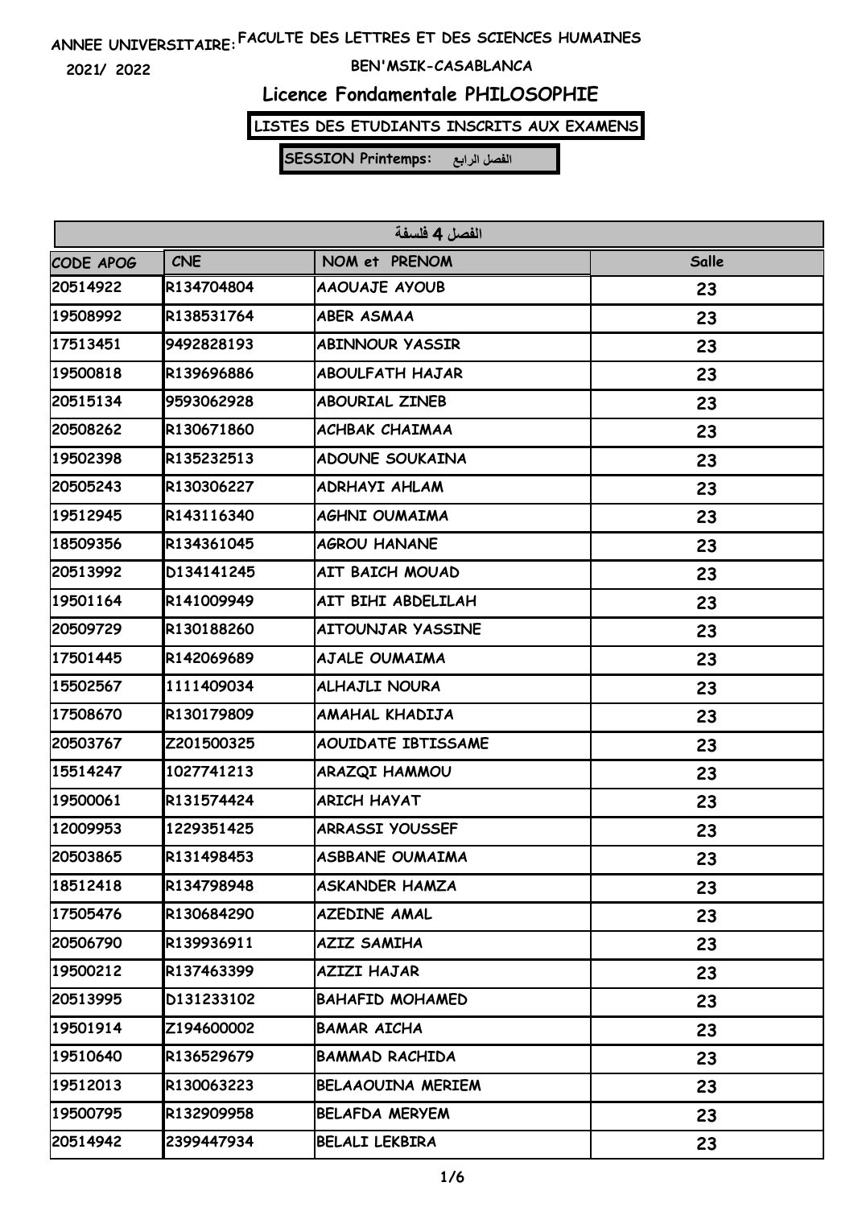ANNEE UNIVERSITAIRE: FACULTE DES LETTRES ET DES SCIENCES HUMAINES

2021/ 2022

BEN'MSIK-CASABLANCA

# Licence Fondamentale PHILOSOPHIE

**LISTES DES ETUDIANTS INSCRITS AUX EXAMENS**

**SESSION Printemps: الفصل الرابع**

| الفصل 4 فلسفة | | | |
|---|---|---|---|
| CODE APOG | CNE | NOM et PRENOM | Salle |
| 20514922 | R134704804 | AAOUAJE AYOUB | 23 |
| 19508992 | R138531764 | ABER ASMAA | 23 |
| 17513451 | 9492828193 | ABINNOUR YASSIR | 23 |
| 19500818 | R139696886 | ABOULFATH HAJAR | 23 |
| 20515134 | 9593062928 | ABOURIAL ZINEB | 23 |
| 20508262 | R130671860 | ACHBAK CHAIMAA | 23 |
| 19502398 | R135232513 | ADOUNE SOUKAINA | 23 |
| 20505243 | R130306227 | ADRHAYI AHLAM | 23 |
| 19512945 | R143116340 | AGHNI OUMAIMA | 23 |
| 18509356 | R134361045 | AGROU HANANE | 23 |
| 20513992 | D134141245 | AIT BAICH MOUAD | 23 |
| 19501164 | R141009949 | AIT BIHI ABDELILAH | 23 |
| 20509729 | R130188260 | AITOUNJAR YASSINE | 23 |
| 17501445 | R142069689 | AJALE OUMAIMA | 23 |
| 15502567 | 1111409034 | ALHAJLI NOURA | 23 |
| 17508670 | R130179809 | AMAHAL KHADIJA | 23 |
| 20503767 | Z201500325 | AOUIDATE IBTISSAME | 23 |
| 15514247 | 1027741213 | ARAZQI HAMMOU | 23 |
| 19500061 | R131574424 | ARICH HAYAT | 23 |
| 12009953 | 1229351425 | ARRASSI YOUSSEF | 23 |
| 20503865 | R131498453 | ASBBANE OUMAIMA | 23 |
| 18512418 | R134798948 | ASKANDER HAMZA | 23 |
| 17505476 | R130684290 | AZEDINE AMAL | 23 |
| 20506790 | R139936911 | AZIZ SAMIHA | 23 |
| 19500212 | R137463399 | AZIZI HAJAR | 23 |
| 20513995 | D131233102 | BAHAFID MOHAMED | 23 |
| 19501914 | Z194600002 | BAMAR AICHA | 23 |
| 19510640 | R136529679 | BAMMAD RACHIDA | 23 |
| 19512013 | R130063223 | BELAAOUINA MERIEM | 23 |
| 19500795 | R132909958 | BELAFDA MERYEM | 23 |
| 20514942 | 2399447934 | BELALI LEKBIRA | 23 |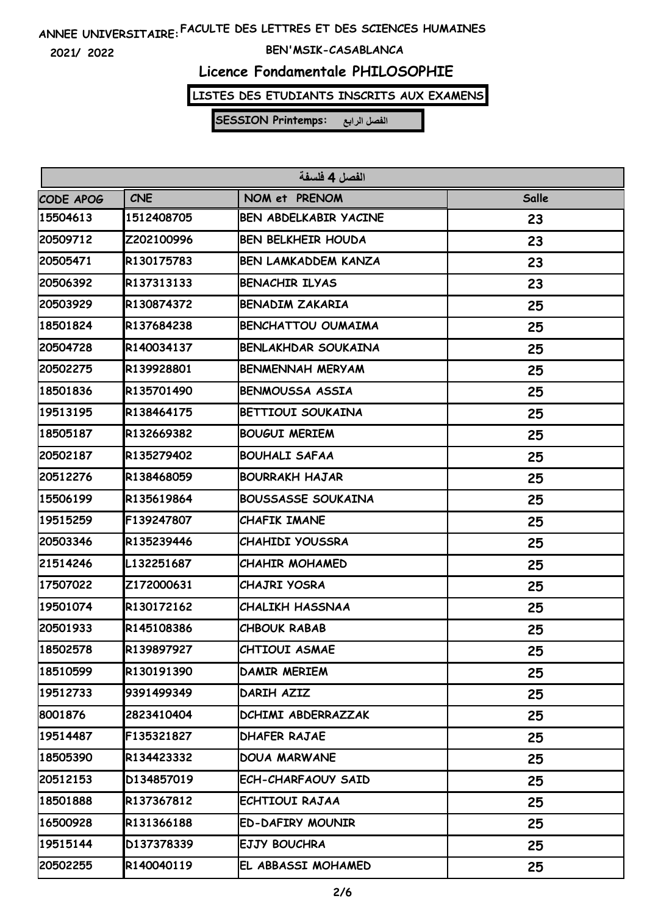ANNEE UNIVERSITAIRE: FACULTE DES LETTRES ET DES SCIENCES HUMAINES

2021/ 2022 BEN'MSIK-CASABLANCA

# Licence Fondamentale PHILOSOPHIE

**LISTES DES ETUDIANTS INSCRITS AUX EXAMENS**

**SESSION Printemps: الفصل الرابع**

| الفصل 4 فلسفة | | | |
|---|---|---|---|
| CODE APOG | CNE | NOM et PRENOM | Salle |
| 15504613 | 1512408705 | BEN ABDELKABIR YACINE | 23 |
| 20509712 | Z202100996 | BEN BELKHEIR HOUDA | 23 |
| 20505471 | R130175783 | BEN LAMKADDEM KANZA | 23 |
| 20506392 | R137313133 | BENACHIR ILYAS | 23 |
| 20503929 | R130874372 | BENADIM ZAKARIA | 25 |
| 18501824 | R137684238 | BENCHATTOU OUMAIMA | 25 |
| 20504728 | R140034137 | BENLAKHDAR SOUKAINA | 25 |
| 20502275 | R139928801 | BENMENNAH MERYAM | 25 |
| 18501836 | R135701490 | BENMOUSSA ASSIA | 25 |
| 19513195 | R138464175 | BETTIOUI SOUKAINA | 25 |
| 18505187 | R132669382 | BOUGUI MERIEM | 25 |
| 20502187 | R135279402 | BOUHALI SAFAA | 25 |
| 20512276 | R138468059 | BOURRAKH HAJAR | 25 |
| 15506199 | R135619864 | BOUSSASSE SOUKAINA | 25 |
| 19515259 | F139247807 | CHAFIK IMANE | 25 |
| 20503346 | R135239446 | CHAHIDI YOUSSRA | 25 |
| 21514246 | L132251687 | CHAHIR MOHAMED | 25 |
| 17507022 | Z172000631 | CHAJRI YOSRA | 25 |
| 19501074 | R130172162 | CHALIKH HASSNAA | 25 |
| 20501933 | R145108386 | CHBOUK RABAB | 25 |
| 18502578 | R139897927 | CHTIOUI ASMAE | 25 |
| 18510599 | R130191390 | DAMIR MERIEM | 25 |
| 19512733 | 9391499349 | DARIH AZIZ | 25 |
| 8001876 | 2823410404 | DCHIMI ABDERRAZZAK | 25 |
| 19514487 | F135321827 | DHAFER RAJAE | 25 |
| 18505390 | R134423332 | DOUA MARWANE | 25 |
| 20512153 | D134857019 | ECH-CHARFAOUY SAID | 25 |
| 18501888 | R137367812 | ECHTIOUI RAJAA | 25 |
| 16500928 | R131366188 | ED-DAFIRY MOUNIR | 25 |
| 19515144 | D137378339 | EJJY BOUCHRA | 25 |
| 20502255 | R140040119 | EL ABBASSI MOHAMED | 25 |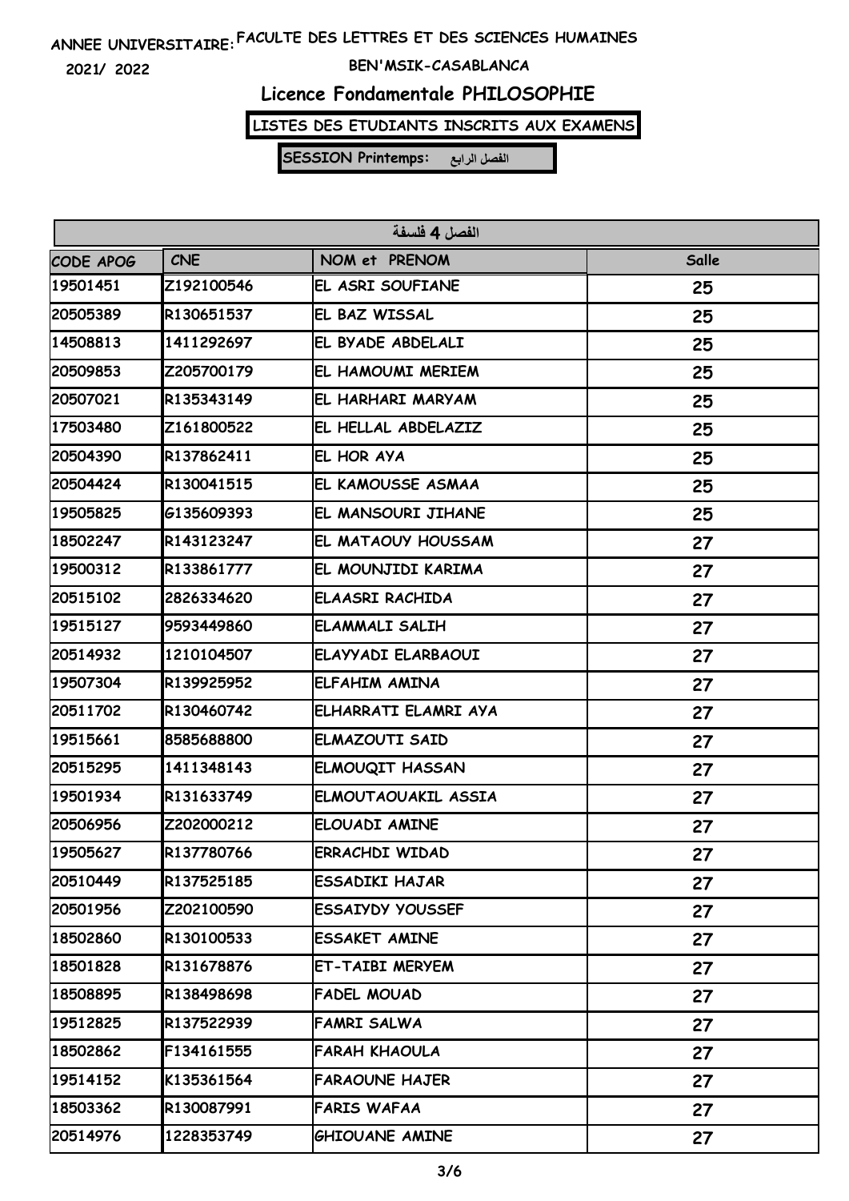ANNEE UNIVERSITAIRE: FACULTE DES LETTRES ET DES SCIENCES HUMAINES

2021/ 2022

BEN'MSIK-CASABLANCA

# Licence Fondamentale PHILOSOPHIE

**LISTES DES ETUDIANTS INSCRITS AUX EXAMENS**

**SESSION Printemps: الفصل الرابع**

| الفصل 4 فلسفة | | | |
|---|---|---|---|
| CODE APOG | CNE | NOM et PRENOM | Salle |
| 19501451 | Z192100546 | EL ASRI SOUFIANE | 25 |
| 20505389 | R130651537 | EL BAZ WISSAL | 25 |
| 14508813 | 1411292697 | EL BYADE ABDELALI | 25 |
| 20509853 | Z205700179 | EL HAMOUMI MERIEM | 25 |
| 20507021 | R135343149 | EL HARHARI MARYAM | 25 |
| 17503480 | Z161800522 | EL HELLAL ABDELAZIZ | 25 |
| 20504390 | R137862411 | EL HOR AYA | 25 |
| 20504424 | R130041515 | EL KAMOUSSE ASMAA | 25 |
| 19505825 | G135609393 | EL MANSOURI JIHANE | 25 |
| 18502247 | R143123247 | EL MATAOUY HOUSSAM | 27 |
| 19500312 | R133861777 | EL MOUNJIDI KARIMA | 27 |
| 20515102 | 2826334620 | ELAASRI RACHIDA | 27 |
| 19515127 | 9593449860 | ELAMMALI SALIH | 27 |
| 20514932 | 1210104507 | ELAYYADI ELARBAOUI | 27 |
| 19507304 | R139925952 | ELFAHIM AMINA | 27 |
| 20511702 | R130460742 | ELHARRATI ELAMRI AYA | 27 |
| 19515661 | 8585688800 | ELMAZOUTI SAID | 27 |
| 20515295 | 1411348143 | ELMOUQIT HASSAN | 27 |
| 19501934 | R131633749 | ELMOUTAOUAKIL ASSIA | 27 |
| 20506956 | Z202000212 | ELOUADI AMINE | 27 |
| 19505627 | R137780766 | ERRACHDI WIDAD | 27 |
| 20510449 | R137525185 | ESSADIKI HAJAR | 27 |
| 20501956 | Z202100590 | ESSAIYDY YOUSSEF | 27 |
| 18502860 | R130100533 | ESSAKET AMINE | 27 |
| 18501828 | R131678876 | ET-TAIBI MERYEM | 27 |
| 18508895 | R138498698 | FADEL MOUAD | 27 |
| 19512825 | R137522939 | FAMRI SALWA | 27 |
| 18502862 | F134161555 | FARAH KHAOULA | 27 |
| 19514152 | K135361564 | FARAOUNE HAJER | 27 |
| 18503362 | R130087991 | FARIS WAFAA | 27 |
| 20514976 | 1228353749 | GHIOUANE AMINE | 27 |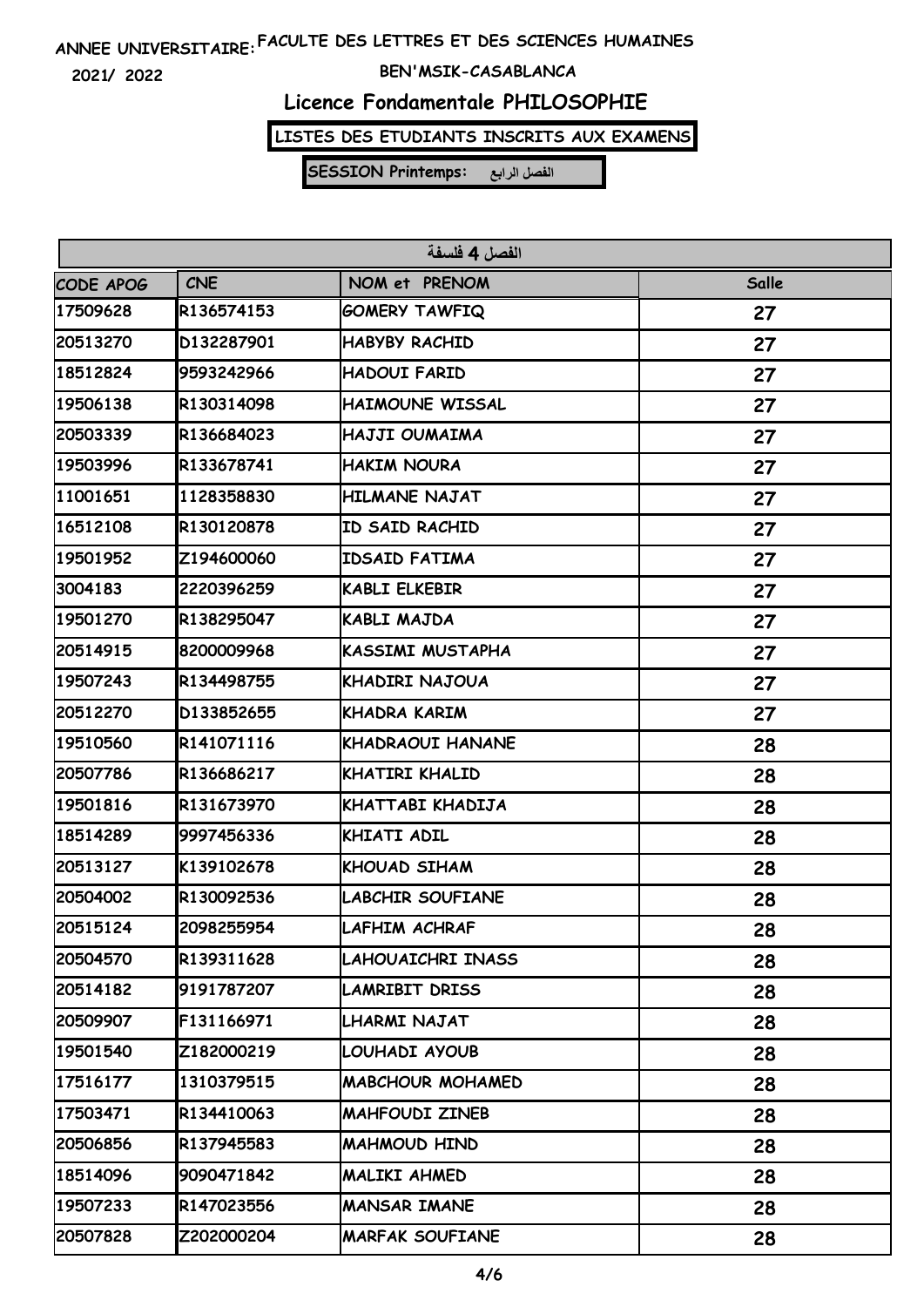ANNEE UNIVERSITAIRE: FACULTE DES LETTRES ET DES SCIENCES HUMAINES

2021/ 2022

BEN'MSIK-CASABLANCA

## Licence Fondamentale PHILOSOPHIE

**LISTES DES ETUDIANTS INSCRITS AUX EXAMENS**

**SESSION Printemps: الفصل الرابع**

| الفصل 4 فلسفة | | | |
|---|---|---|---|
| CODE APOG | CNE | NOM et PRENOM | Salle |
| 17509628 | R136574153 | GOMERY TAWFIQ | 27 |
| 20513270 | D132287901 | HABYBY RACHID | 27 |
| 18512824 | 9593242966 | HADOUI FARID | 27 |
| 19506138 | R130314098 | HAIMOUNE WISSAL | 27 |
| 20503339 | R136684023 | HAJJI OUMAIMA | 27 |
| 19503996 | R133678741 | HAKIM NOURA | 27 |
| 11001651 | 1128358830 | HILMANE NAJAT | 27 |
| 16512108 | R130120878 | ID SAID RACHID | 27 |
| 19501952 | Z194600060 | IDSAID FATIMA | 27 |
| 3004183 | 2220396259 | KABLI ELKEBIR | 27 |
| 19501270 | R138295047 | KABLI MAJDA | 27 |
| 20514915 | 8200009968 | KASSIMI MUSTAPHA | 27 |
| 19507243 | R134498755 | KHADIRI NAJOUA | 27 |
| 20512270 | D133852655 | KHADRA KARIM | 27 |
| 19510560 | R141071116 | KHADRAOUI HANANE | 28 |
| 20507786 | R136686217 | KHATIRI KHALID | 28 |
| 19501816 | R131673970 | KHATTABI KHADIJA | 28 |
| 18514289 | 9997456336 | KHIATI ADIL | 28 |
| 20513127 | K139102678 | KHOUAD SIHAM | 28 |
| 20504002 | R130092536 | LABCHIR SOUFIANE | 28 |
| 20515124 | 2098255954 | LAFHIM ACHRAF | 28 |
| 20504570 | R139311628 | LAHOUAICHRI INASS | 28 |
| 20514182 | 9191787207 | LAMRIBIT DRISS | 28 |
| 20509907 | F131166971 | LHARMI NAJAT | 28 |
| 19501540 | Z182000219 | LOUHADI AYOUB | 28 |
| 17516177 | 1310379515 | MABCHOUR MOHAMED | 28 |
| 17503471 | R134410063 | MAHFOUDI ZINEB | 28 |
| 20506856 | R137945583 | MAHMOUD HIND | 28 |
| 18514096 | 9090471842 | MALIKI AHMED | 28 |
| 19507233 | R147023556 | MANSAR IMANE | 28 |
| 20507828 | Z202000204 | MARFAK SOUFIANE | 28 |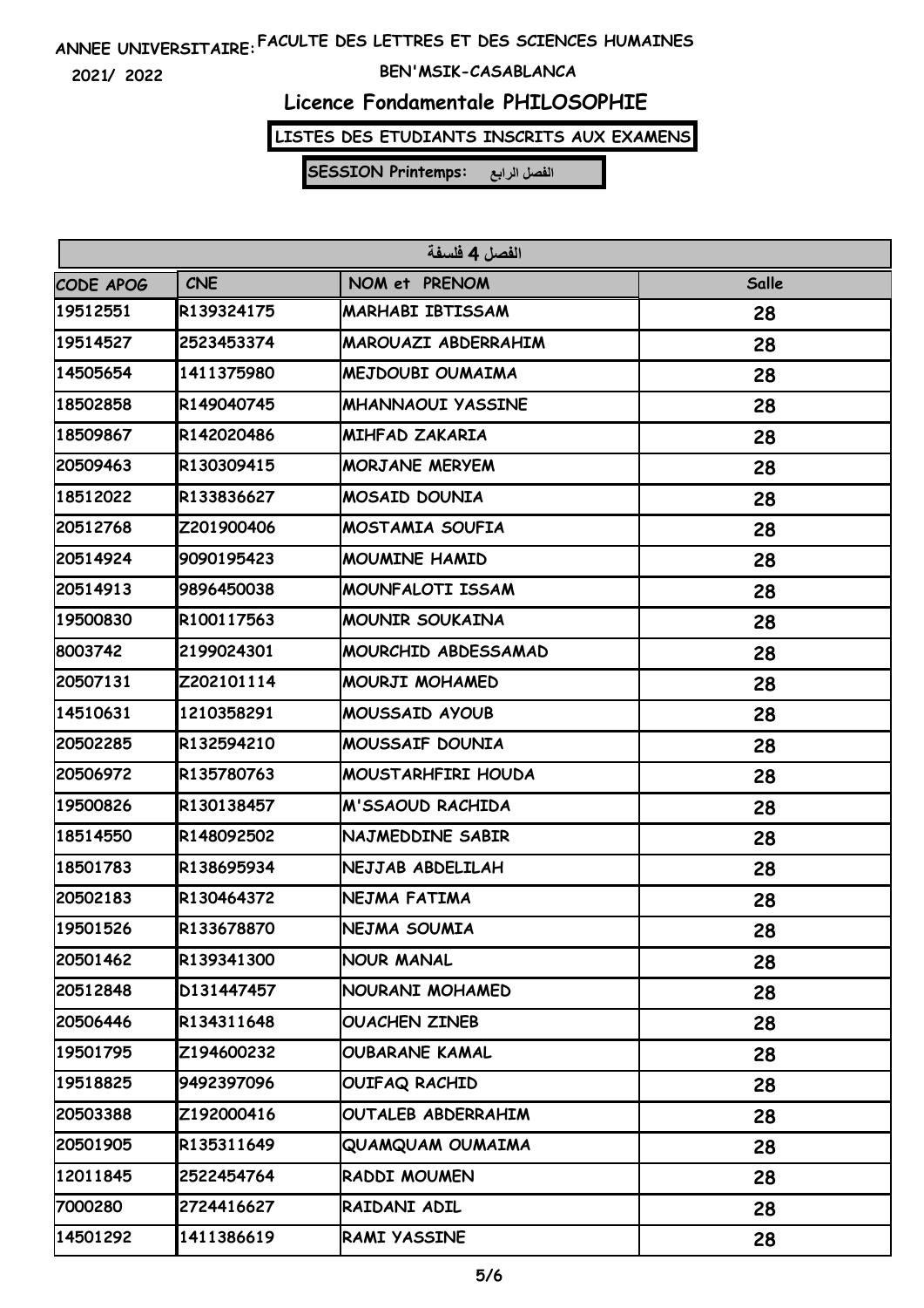ANNEE UNIVERSITAIRE: FACULTE DES LETTRES ET DES SCIENCES HUMAINES

2021/ 2022

BEN'MSIK-CASABLANCA

## Licence Fondamentale PHILOSOPHIE

**LISTES DES ETUDIANTS INSCRITS AUX EXAMENS**

**SESSION Printemps: الفصل الرابع**

| الفصل 4 فلسفة | | | |
|---|---|---|---|
| CODE APOG | CNE | NOM et PRENOM | Salle |
| 19512551 | R139324175 | MARHABI IBTISSAM | 28 |
| 19514527 | 2523453374 | MAROUAZI ABDERRAHIM | 28 |
| 14505654 | 1411375980 | MEJDOUBI OUMAIMA | 28 |
| 18502858 | R149040745 | MHANNAOUI YASSINE | 28 |
| 18509867 | R142020486 | MIHFAD ZAKARIA | 28 |
| 20509463 | R130309415 | MORJANE MERYEM | 28 |
| 18512022 | R133836627 | MOSAID DOUNIA | 28 |
| 20512768 | Z201900406 | MOSTAMIA SOUFIA | 28 |
| 20514924 | 9090195423 | MOUMINE HAMID | 28 |
| 20514913 | 9896450038 | MOUNFALOTI ISSAM | 28 |
| 19500830 | R100117563 | MOUNIR SOUKAINA | 28 |
| 8003742 | 2199024301 | MOURCHID ABDESSAMAD | 28 |
| 20507131 | Z202101114 | MOURJI MOHAMED | 28 |
| 14510631 | 1210358291 | MOUSSAID AYOUB | 28 |
| 20502285 | R132594210 | MOUSSAIF DOUNIA | 28 |
| 20506972 | R135780763 | MOUSTARHFIRI HOUDA | 28 |
| 19500826 | R130138457 | M'SSAOUD RACHIDA | 28 |
| 18514550 | R148092502 | NAJMEDDINE SABIR | 28 |
| 18501783 | R138695934 | NEJJAB ABDELILAH | 28 |
| 20502183 | R130464372 | NEJMA FATIMA | 28 |
| 19501526 | R133678870 | NEJMA SOUMIA | 28 |
| 20501462 | R139341300 | NOUR MANAL | 28 |
| 20512848 | D131447457 | NOURANI MOHAMED | 28 |
| 20506446 | R134311648 | OUACHEN ZINEB | 28 |
| 19501795 | Z194600232 | OUBARANE KAMAL | 28 |
| 19518825 | 9492397096 | OUIFAQ RACHID | 28 |
| 20503388 | Z192000416 | OUTALEB ABDERRAHIM | 28 |
| 20501905 | R135311649 | QUAMQUAM OUMAIMA | 28 |
| 12011845 | 2522454764 | RADDI MOUMEN | 28 |
| 7000280 | 2724416627 | RAIDANI ADIL | 28 |
| 14501292 | 1411386619 | RAMI YASSINE | 28 |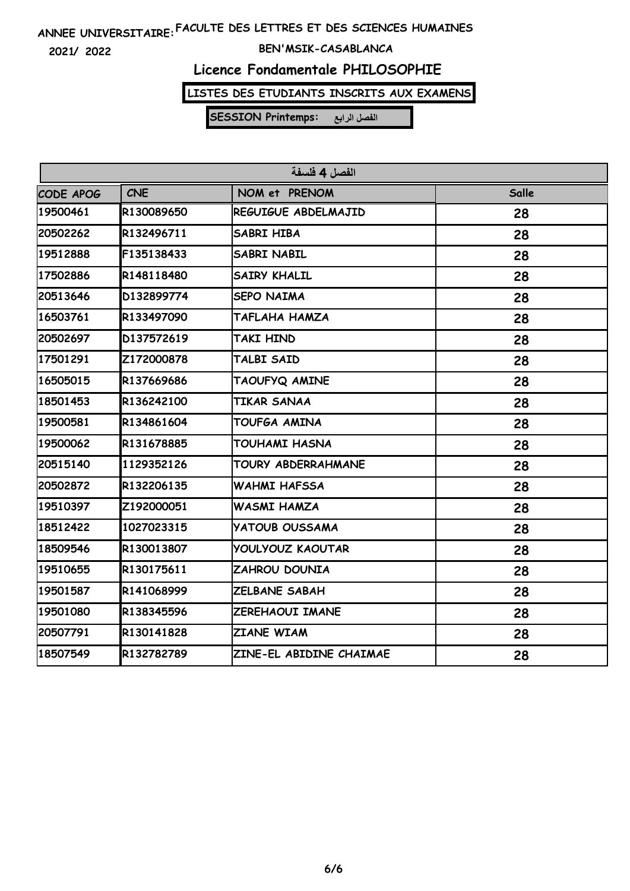ANNEE UNIVERSITAIRE: FACULTE DES LETTRES ET DES SCIENCES HUMAINES

2021/ 2022

BEN'MSIK-CASABLANCA

## Licence Fondamentale PHILOSOPHIE

**LISTES DES ETUDIANTS INSCRITS AUX EXAMENS**

**SESSION Printemps: الفصل الرابع**

| الفصل 4 فلسفة | | | |
|---|---|---|---|
| CODE APOG | CNE | NOM et PRENOM | Salle |
| 19500461 | R130089650 | REGUIGUE ABDELMAJID | 28 |
| 20502262 | R132496711 | SABRI HIBA | 28 |
| 19512888 | F135138433 | SABRI NABIL | 28 |
| 17502886 | R148118480 | SAIRY KHALIL | 28 |
| 20513646 | D132899774 | SEPO NAIMA | 28 |
| 16503761 | R133497090 | TAFLAHA HAMZA | 28 |
| 20502697 | D137572619 | TAKI HIND | 28 |
| 17501291 | Z172000878 | TALBI SAID | 28 |
| 16505015 | R137669686 | TAOUFYQ AMINE | 28 |
| 18501453 | R136242100 | TIKAR SANAA | 28 |
| 19500581 | R134861604 | TOUFGA AMINA | 28 |
| 19500062 | R131678885 | TOUHAMI HASNA | 28 |
| 20515140 | 1129352126 | TOURY ABDERRAHMANE | 28 |
| 20502872 | R132206135 | WAHMI HAFSSA | 28 |
| 19510397 | Z192000051 | WASMI HAMZA | 28 |
| 18512422 | 1027023315 | YATOUB OUSSAMA | 28 |
| 18509546 | R130013807 | YOULYOUZ KAOUTAR | 28 |
| 19510655 | R130175611 | ZAHROU DOUNIA | 28 |
| 19501587 | R141068999 | ZELBANE SABAH | 28 |
| 19501080 | R138345596 | ZEREHAOUI IMANE | 28 |
| 20507791 | R130141828 | ZIANE WIAM | 28 |
| 18507549 | R132782789 | ZINE-EL ABIDINE CHAIMAE | 28 |